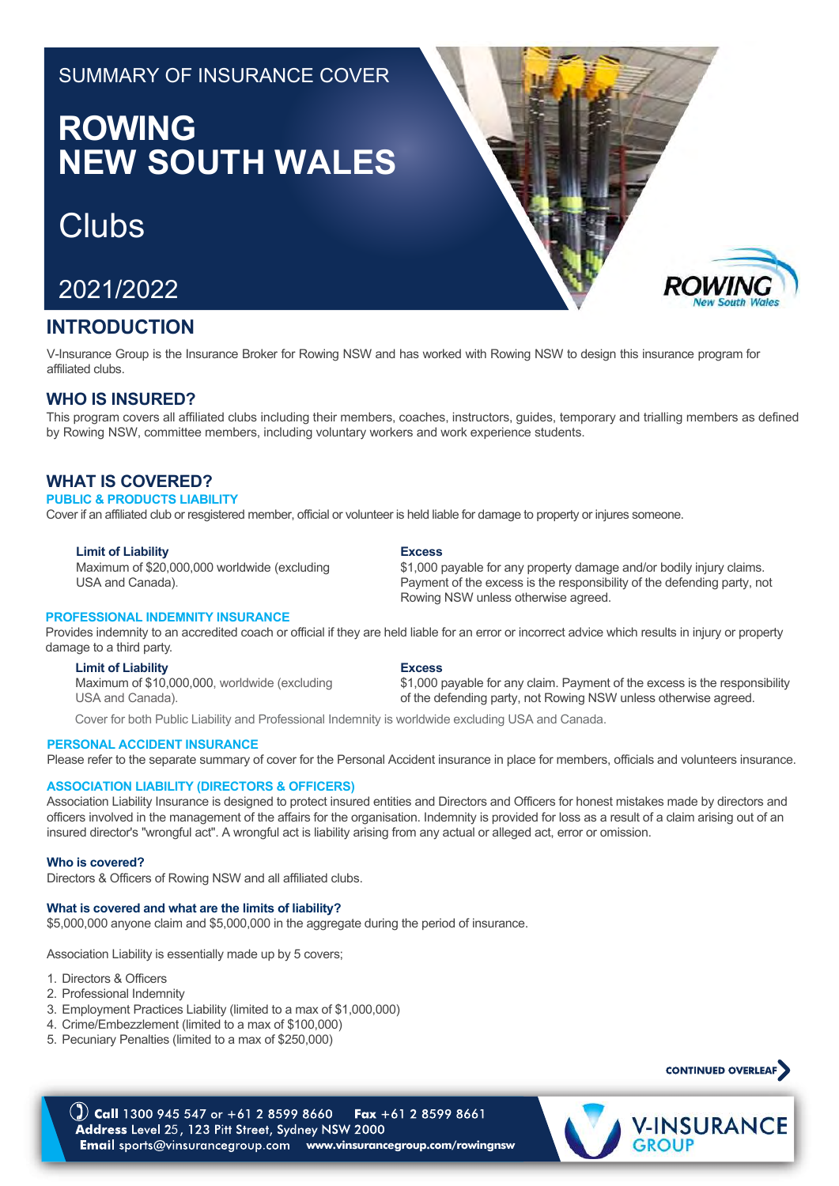SUMMARY OF INSURANCE COVER

# ROWING NEW SOUTH WALES

# Clubs

## 2021/2022

## INTRODUCTION

V-Insurance Group is the Insurance Broker for Rowing NSW and has worked with Rowing NSW to design this insurance program for affiliated clubs.

## WHO IS INSURED?

This program covers all affiliated clubs including their members, coaches, instructors, guides, temporary and trialling members as defined by Rowing NSW, committee members, including voluntary workers and work experience students.

## WHAT IS COVERED?

### PUBLIC & PRODUCTS LIABILITY

Cover if an affiliated club or resgistered member, official or volunteer is held liable for damage to property or injures someone.

**Limit of Liability**
Maximum of $20,000,000 worldwide (excluding USA and Canada).

**Excess**
$1,000 payable for any property damage and/or bodily injury claims. Payment of the excess is the responsibility of the defending party, not Rowing NSW unless otherwise agreed.

### PROFESSIONAL INDEMNITY INSURANCE

Provides indemnity to an accredited coach or official if they are held liable for an error or incorrect advice which results in injury or property damage to a third party.

**Limit of Liability**
Maximum of $10,000,000, worldwide (excluding USA and Canada).

**Excess**
$1,000 payable for any claim. Payment of the excess is the responsibility of the defending party, not Rowing NSW unless otherwise agreed.

Cover for both Public Liability and Professional Indemnity is worldwide excluding USA and Canada.

### PERSONAL ACCIDENT INSURANCE

Please refer to the separate summary of cover for the Personal Accident insurance in place for members, officials and volunteers insurance.

### ASSOCIATION LIABILITY (DIRECTORS & OFFICERS)

Association Liability Insurance is designed to protect insured entities and Directors and Officers for honest mistakes made by directors and officers involved in the management of the affairs for the organisation. Indemnity is provided for loss as a result of a claim arising out of an insured director's "wrongful act". A wrongful act is liability arising from any actual or alleged act, error or omission.

**Who is covered?**
Directors & Officers of Rowing NSW and all affiliated clubs.

**What is covered and what are the limits of liability?**
$5,000,000 anyone claim and $5,000,000 in the aggregate during the period of insurance.

Association Liability is essentially made up by 5 covers;

1. Directors & Officers
2. Professional Indemnity
3. Employment Practices Liability (limited to a max of $1,000,000)
4. Crime/Embezzlement (limited to a max of $100,000)
5. Pecuniary Penalties (limited to a max of $250,000)

CONTINUED OVERLEAF

**Call** 1300 945 547 or +61 2 8599 8660 **Fax** +61 2 8599 8661
**Address** Level 25, 123 Pitt Street, Sydney NSW 2000
**Email** sports@vinsurancegroup.com www.vinsurancegroup.com/rowingnsw

V-INSURANCE GROUP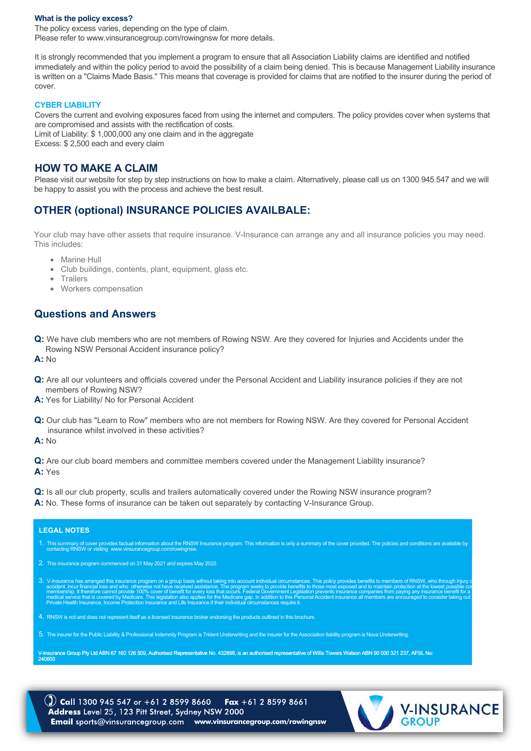**What is the policy excess?**
The policy excess varies, depending on the type of claim.
Please refer to www.vinsurancegroup.com/rowingnsw for more details.

It is strongly recommended that you implement a program to ensure that all Association Liability claims are identified and notified immediately and within the policy period to avoid the possibility of a claim being denied. This is because Management Liability insurance is written on a "Claims Made Basis." This means that coverage is provided for claims that are notified to the insurer during the period of cover.

### CYBER LIABILITY

Covers the current and evolving exposures faced from using the internet and computers. The policy provides cover when systems that are compromised and assists with the rectification of costs.
Limit of Liability: $ 1,000,000 any one claim and in the aggregate
Excess: $ 2,500 each and every claim

## HOW TO MAKE A CLAIM

Please visit our website for step by step instructions on how to make a claim. Alternatively, please call us on 1300 945 547 and we will be happy to assist you with the process and achieve the best result.

## OTHER (optional) INSURANCE POLICIES AVAILBALE:

Your club may have other assets that require insurance. V-Insurance can arrange any and all insurance policies you may need. This includes:

- Marine Hull
- Club buildings, contents, plant, equipment, glass etc.
- Trailers
- Workers compensation

## Questions and Answers

**Q:** We have club members who are not members of Rowing NSW. Are they covered for Injuries and Accidents under the Rowing NSW Personal Accident insurance policy?
**A:** No

**Q:** Are all our volunteers and officials covered under the Personal Accident and Liability insurance policies if they are not members of Rowing NSW?
**A:** Yes for Liability/ No for Personal Accident

**Q:** Our club has "Learn to Row" members who are not members for Rowing NSW. Are they covered for Personal Accident insurance whilst involved in these activities?
**A:** No

**Q:** Are our club board members and committee members covered under the Management Liability insurance?
**A:** Yes

**Q:** Is all our club property, sculls and trailers automatically covered under the Rowing NSW insurance program?
**A:** No. These forms of insurance can be taken out separately by contacting V-Insurance Group.

### LEGAL NOTES

1. This summary of cover provides factual information about the RNSW Insurance program. This information is only a summary of the cover provided. The policies and conditions are available by contacting RNSW or visiting www.vinsurancegroup.com/rowingnsw.
2. This insurance program commenced on 31 May 2021 and expires May 2022.
3. V-Insurance has arranged this insurance program on a group basis without taking into account individual circumstances. This policy provides benefits to members of RNSW, who through injury or accident, incur financial loss and who otherwise not have received assistance. The program seeks to provide benefits to those most exposed and to maintain protection at the lowest possible cost of membership. It therefore cannot provide 100% cover of benefit for every loss that occurs. Federal Government Legislation prevents insurance companies from paying any insurance benefit for a medical service that is covered by Medicare. This legislation also applies for the Medicare gap. In addition to this Personal Accident insurance all members are encouraged to consider taking out Private Health Insurance, Income Protection Insurance and Life Insurance if their individual circumstances require it.
4. RNSW is not and does not represent itself as a licensed insurance broker endorsing the products outlined in this brochure.
5. The insurer for the Public Liability & Professional Indemnity Program is Trident Underwriting and the insurer for the Association liability program is Nova Underwriting.

V-Insurance Group Pty Ltd ABN 67 160 126 509, Authorised Representative No. 432898, is an authorised representative of Willis Towers Watson ABN 90 000 321 237, AFSL No: 240600

**Call** 1300 945 547 or +61 2 8599 8660 **Fax** +61 2 8599 8661
**Address** Level 25, 123 Pitt Street, Sydney NSW 2000
**Email** sports@vinsurancegroup.com **www.vinsurancegroup.com/rowingnsw**

V-INSURANCE GROUP